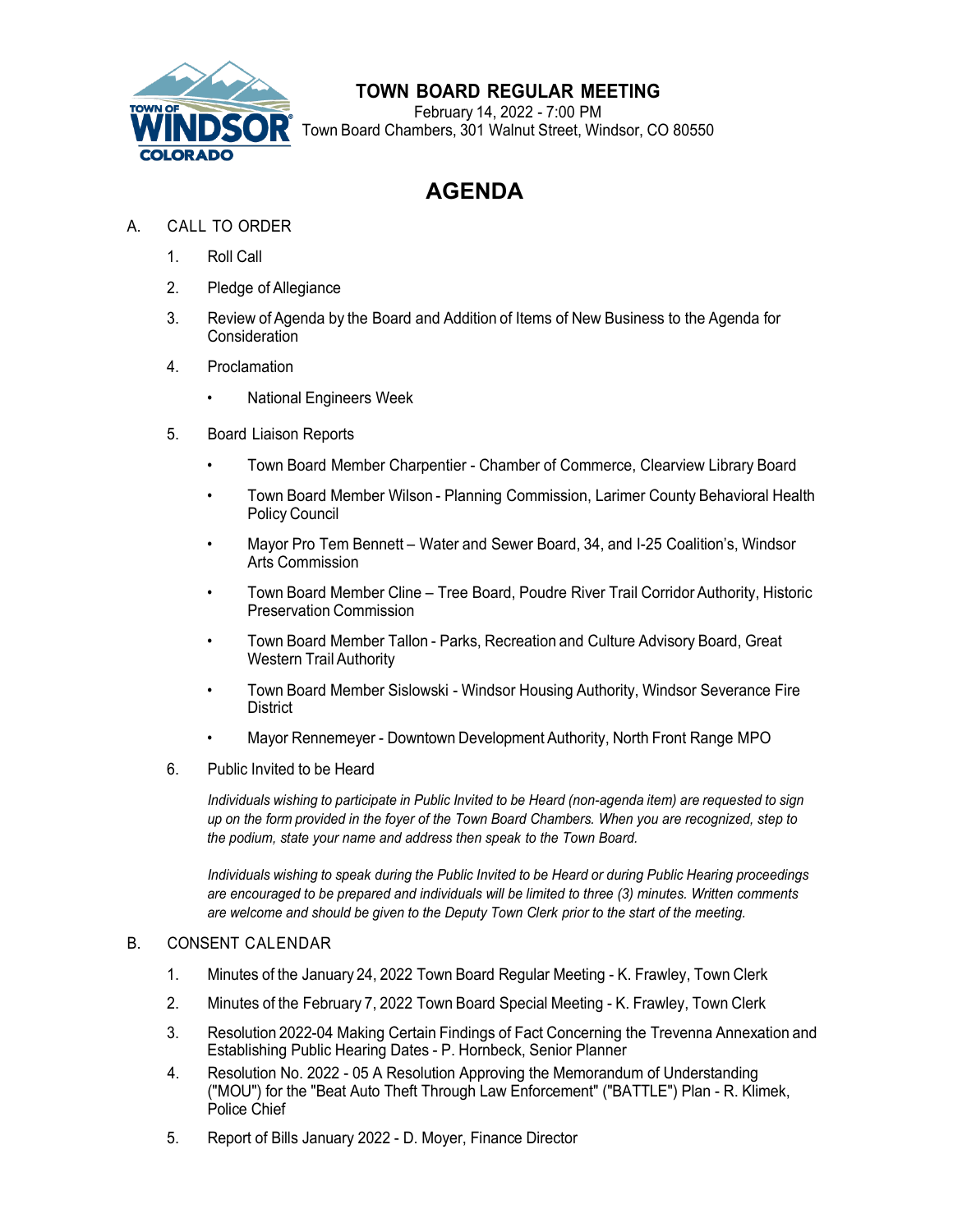# TOWN BOARD REGULAR MEETING

February 14, 2022 - 7:00 PM
Town Board Chambers, 301 Walnut Street, Windsor, CO 80550

## AGENDA

A. CALL TO ORDER

1. Roll Call
2. Pledge of Allegiance
3. Review of Agenda by the Board and Addition of Items of New Business to the Agenda for Consideration
4. Proclamation
   - National Engineers Week
5. Board Liaison Reports
   - Town Board Member Charpentier - Chamber of Commerce, Clearview Library Board
   - Town Board Member Wilson - Planning Commission, Larimer County Behavioral Health Policy Council
   - Mayor Pro Tem Bennett – Water and Sewer Board, 34, and I-25 Coalition's, Windsor Arts Commission
   - Town Board Member Cline – Tree Board, Poudre River Trail Corridor Authority, Historic Preservation Commission
   - Town Board Member Tallon - Parks, Recreation and Culture Advisory Board, Great Western Trail Authority
   - Town Board Member Sislowski - Windsor Housing Authority, Windsor Severance Fire District
   - Mayor Rennemeyer - Downtown Development Authority, North Front Range MPO
6. Public Invited to be Heard

   *Individuals wishing to participate in Public Invited to be Heard (non-agenda item) are requested to sign up on the form provided in the foyer of the Town Board Chambers. When you are recognized, step to the podium, state your name and address then speak to the Town Board.*

   *Individuals wishing to speak during the Public Invited to be Heard or during Public Hearing proceedings are encouraged to be prepared and individuals will be limited to three (3) minutes. Written comments are welcome and should be given to the Deputy Town Clerk prior to the start of the meeting.*

B. CONSENT CALENDAR

1. Minutes of the January 24, 2022 Town Board Regular Meeting - K. Frawley, Town Clerk
2. Minutes of the February 7, 2022 Town Board Special Meeting - K. Frawley, Town Clerk
3. Resolution 2022-04 Making Certain Findings of Fact Concerning the Trevenna Annexation and Establishing Public Hearing Dates - P. Hornbeck, Senior Planner
4. Resolution No. 2022 - 05 A Resolution Approving the Memorandum of Understanding ("MOU") for the "Beat Auto Theft Through Law Enforcement" ("BATTLE") Plan - R. Klimek, Police Chief
5. Report of Bills January 2022 - D. Moyer, Finance Director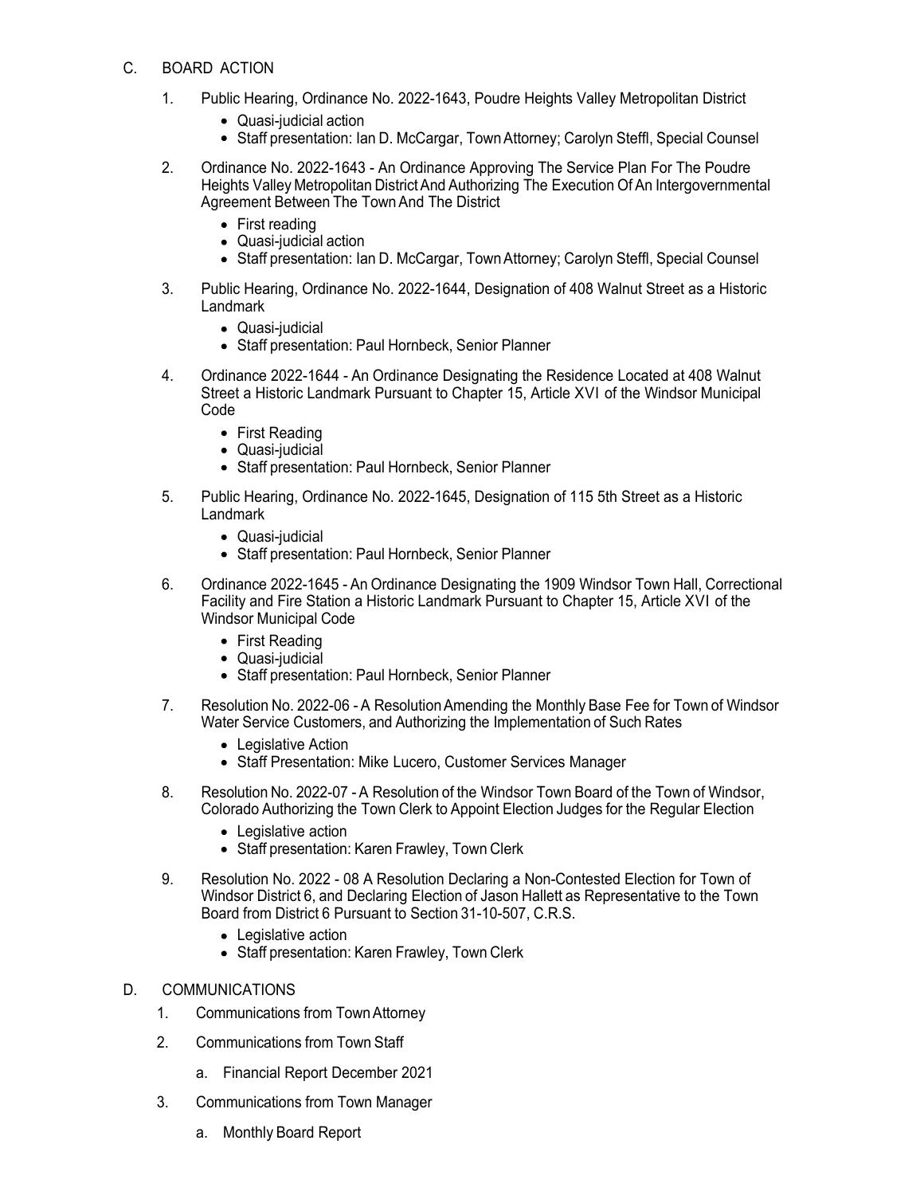## C. BOARD ACTION

1. Public Hearing, Ordinance No. 2022-1643, Poudre Heights Valley Metropolitan District
   - Quasi-judicial action
   - Staff presentation: Ian D. McCargar, Town Attorney; Carolyn Steffl, Special Counsel

2. Ordinance No. 2022-1643 - An Ordinance Approving The Service Plan For The Poudre Heights Valley Metropolitan District And Authorizing The Execution Of An Intergovernmental Agreement Between The Town And The District
   - First reading
   - Quasi-judicial action
   - Staff presentation: Ian D. McCargar, Town Attorney; Carolyn Steffl, Special Counsel

3. Public Hearing, Ordinance No. 2022-1644, Designation of 408 Walnut Street as a Historic Landmark
   - Quasi-judicial
   - Staff presentation: Paul Hornbeck, Senior Planner

4. Ordinance 2022-1644 - An Ordinance Designating the Residence Located at 408 Walnut Street a Historic Landmark Pursuant to Chapter 15, Article XVI of the Windsor Municipal Code
   - First Reading
   - Quasi-judicial
   - Staff presentation: Paul Hornbeck, Senior Planner

5. Public Hearing, Ordinance No. 2022-1645, Designation of 115 5th Street as a Historic Landmark
   - Quasi-judicial
   - Staff presentation: Paul Hornbeck, Senior Planner

6. Ordinance 2022-1645 - An Ordinance Designating the 1909 Windsor Town Hall, Correctional Facility and Fire Station a Historic Landmark Pursuant to Chapter 15, Article XVI of the Windsor Municipal Code
   - First Reading
   - Quasi-judicial
   - Staff presentation: Paul Hornbeck, Senior Planner

7. Resolution No. 2022-06 - A Resolution Amending the Monthly Base Fee for Town of Windsor Water Service Customers, and Authorizing the Implementation of Such Rates
   - Legislative Action
   - Staff Presentation: Mike Lucero, Customer Services Manager

8. Resolution No. 2022-07 - A Resolution of the Windsor Town Board of the Town of Windsor, Colorado Authorizing the Town Clerk to Appoint Election Judges for the Regular Election
   - Legislative action
   - Staff presentation: Karen Frawley, Town Clerk

9. Resolution No. 2022 - 08 A Resolution Declaring a Non-Contested Election for Town of Windsor District 6, and Declaring Election of Jason Hallett as Representative to the Town Board from District 6 Pursuant to Section 31-10-507, C.R.S.
   - Legislative action
   - Staff presentation: Karen Frawley, Town Clerk

## D. COMMUNICATIONS

1. Communications from Town Attorney
2. Communications from Town Staff
   a. Financial Report December 2021
3. Communications from Town Manager
   a. Monthly Board Report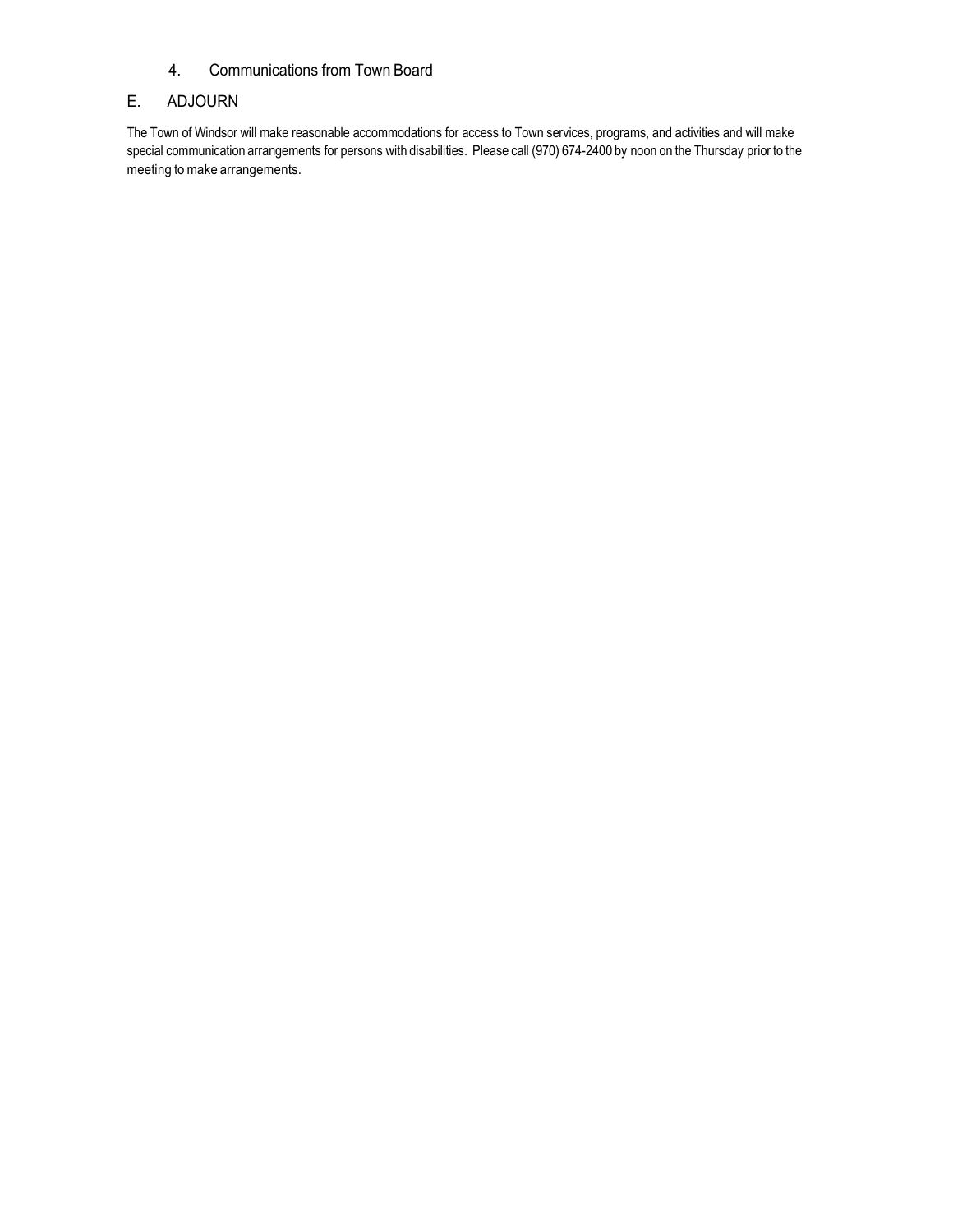4. Communications from Town Board

## E. ADJOURN

The Town of Windsor will make reasonable accommodations for access to Town services, programs, and activities and will make special communication arrangements for persons with disabilities. Please call (970) 674-2400 by noon on the Thursday prior to the meeting to make arrangements.